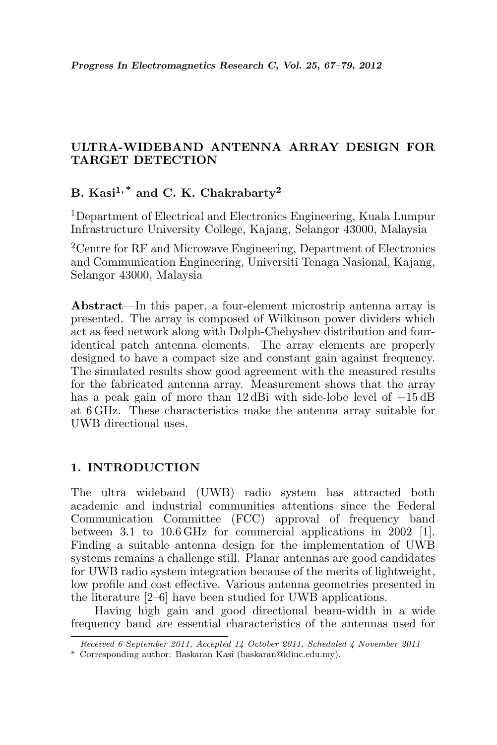# ULTRA-WIDEBAND ANTENNA ARRAY DESIGN FOR TARGET DETECTION

**B. Kasi[1,*] and C. K. Chakrabarty[2]**

[1]Department of Electrical and Electronics Engineering, Kuala Lumpur Infrastructure University College, Kajang, Selangor 43000, Malaysia

[2]Centre for RF and Microwave Engineering, Department of Electronics and Communication Engineering, Universiti Tenaga Nasional, Kajang, Selangor 43000, Malaysia

**Abstract**—In this paper, a four-element microstrip antenna array is presented. The array is composed of Wilkinson power dividers which act as feed network along with Dolph-Chebyshev distribution and four-identical patch antenna elements. The array elements are properly designed to have a compact size and constant gain against frequency. The simulated results show good agreement with the measured results for the fabricated antenna array. Measurement shows that the array has a peak gain of more than 12 dBi with side-lobe level of −15 dB at 6 GHz. These characteristics make the antenna array suitable for UWB directional uses.

## 1. INTRODUCTION

The ultra wideband (UWB) radio system has attracted both academic and industrial communities attentions since the Federal Communication Committee (FCC) approval of frequency band between 3.1 to 10.6 GHz for commercial applications in 2002 [1]. Finding a suitable antenna design for the implementation of UWB systems remains a challenge still. Planar antennas are good candidates for UWB radio system integration because of the merits of lightweight, low profile and cost effective. Various antenna geometries presented in the literature [2–6] have been studied for UWB applications.

Having high gain and good directional beam-width in a wide frequency band are essential characteristics of the antennas used for

*Received 6 September 2011, Accepted 14 October 2011, Scheduled 4 November 2011*

\* Corresponding author: Baskaran Kasi (baskaran@kliuc.edu.my).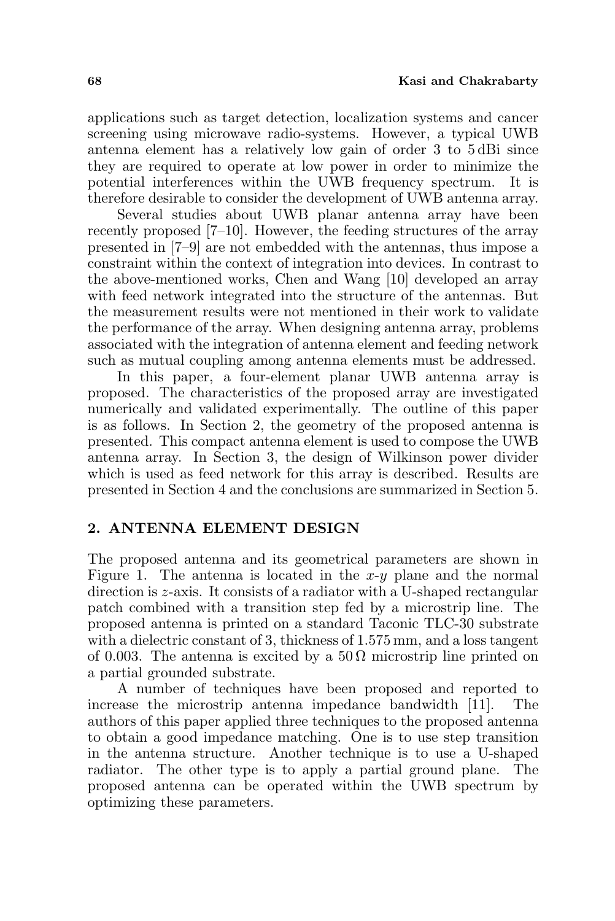applications such as target detection, localization systems and cancer screening using microwave radio-systems. However, a typical UWB antenna element has a relatively low gain of order 3 to 5 dBi since they are required to operate at low power in order to minimize the potential interferences within the UWB frequency spectrum. It is therefore desirable to consider the development of UWB antenna array.

Several studies about UWB planar antenna array have been recently proposed [7–10]. However, the feeding structures of the array presented in [7–9] are not embedded with the antennas, thus impose a constraint within the context of integration into devices. In contrast to the above-mentioned works, Chen and Wang [10] developed an array with feed network integrated into the structure of the antennas. But the measurement results were not mentioned in their work to validate the performance of the array. When designing antenna array, problems associated with the integration of antenna element and feeding network such as mutual coupling among antenna elements must be addressed.

In this paper, a four-element planar UWB antenna array is proposed. The characteristics of the proposed array are investigated numerically and validated experimentally. The outline of this paper is as follows. In Section 2, the geometry of the proposed antenna is presented. This compact antenna element is used to compose the UWB antenna array. In Section 3, the design of Wilkinson power divider which is used as feed network for this array is described. Results are presented in Section 4 and the conclusions are summarized in Section 5.

## 2. ANTENNA ELEMENT DESIGN

The proposed antenna and its geometrical parameters are shown in Figure 1. The antenna is located in the $x$-$y$ plane and the normal direction is $z$-axis. It consists of a radiator with a U-shaped rectangular patch combined with a transition step fed by a microstrip line. The proposed antenna is printed on a standard Taconic TLC-30 substrate with a dielectric constant of 3, thickness of 1.575 mm, and a loss tangent of 0.003. The antenna is excited by a 50 Ω microstrip line printed on a partial grounded substrate.

A number of techniques have been proposed and reported to increase the microstrip antenna impedance bandwidth [11]. The authors of this paper applied three techniques to the proposed antenna to obtain a good impedance matching. One is to use step transition in the antenna structure. Another technique is to use a U-shaped radiator. The other type is to apply a partial ground plane. The proposed antenna can be operated within the UWB spectrum by optimizing these parameters.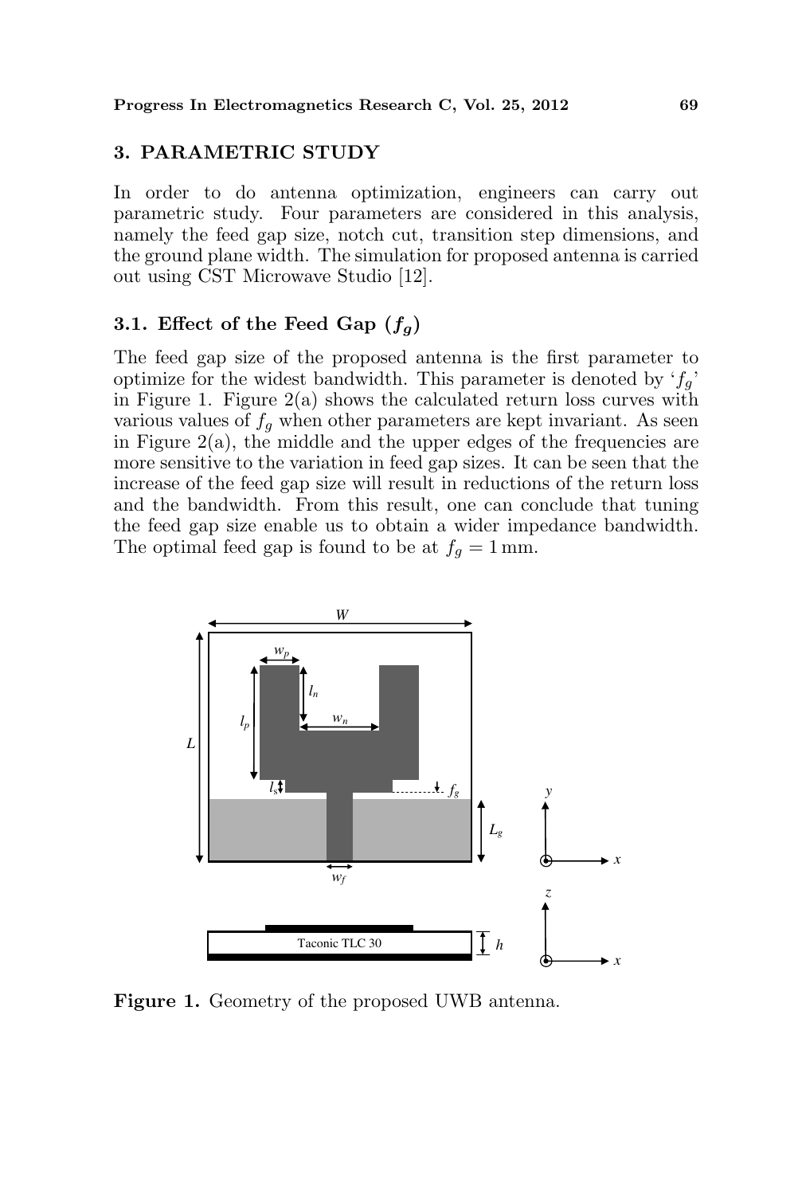## 3. PARAMETRIC STUDY

In order to do antenna optimization, engineers can carry out parametric study. Four parameters are considered in this analysis, namely the feed gap size, notch cut, transition step dimensions, and the ground plane width. The simulation for proposed antenna is carried out using CST Microwave Studio [12].

### 3.1. Effect of the Feed Gap ($f_g$)

The feed gap size of the proposed antenna is the first parameter to optimize for the widest bandwidth. This parameter is denoted by '$f_g$' in Figure 1. Figure 2(a) shows the calculated return loss curves with various values of $f_g$ when other parameters are kept invariant. As seen in Figure 2(a), the middle and the upper edges of the frequencies are more sensitive to the variation in feed gap sizes. It can be seen that the increase of the feed gap size will result in reductions of the return loss and the bandwidth. From this result, one can conclude that tuning the feed gap size enable us to obtain a wider impedance bandwidth. The optimal feed gap is found to be at $f_g = 1\,\text{mm}$.

**Figure 1.** Geometry of the proposed UWB antenna.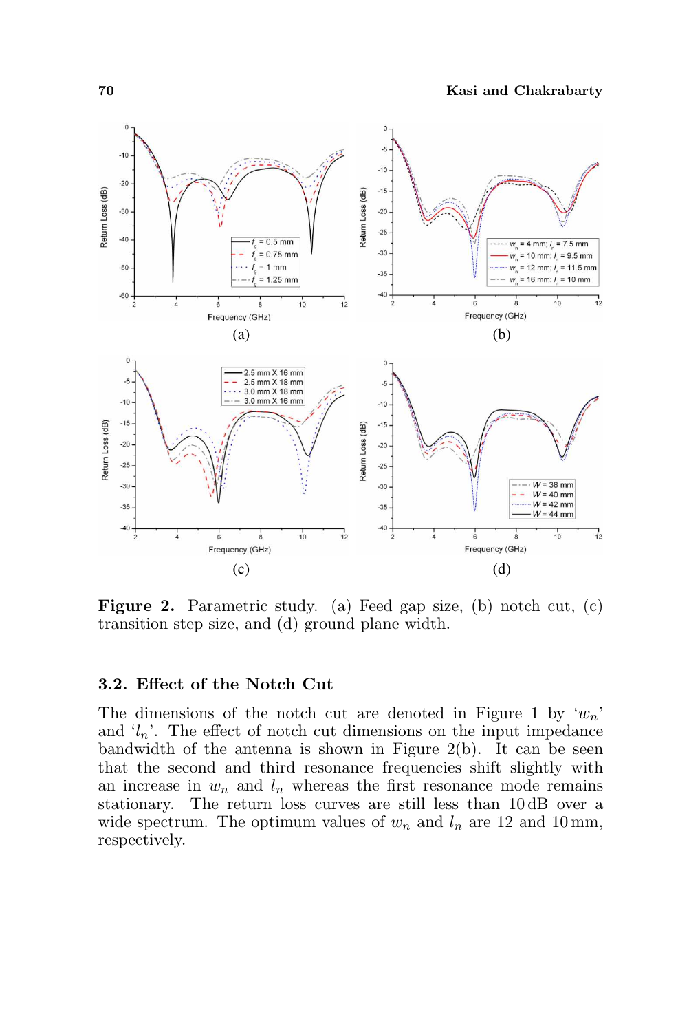**Figure 2.** Parametric study. (a) Feed gap size, (b) notch cut, (c) transition step size, and (d) ground plane width.

### 3.2. Effect of the Notch Cut

The dimensions of the notch cut are denoted in Figure 1 by '$w_n$' and '$l_n$'. The effect of notch cut dimensions on the input impedance bandwidth of the antenna is shown in Figure 2(b). It can be seen that the second and third resonance frequencies shift slightly with an increase in $w_n$ and $l_n$ whereas the first resonance mode remains stationary. The return loss curves are still less than 10 dB over a wide spectrum. The optimum values of $w_n$ and $l_n$ are 12 and 10 mm, respectively.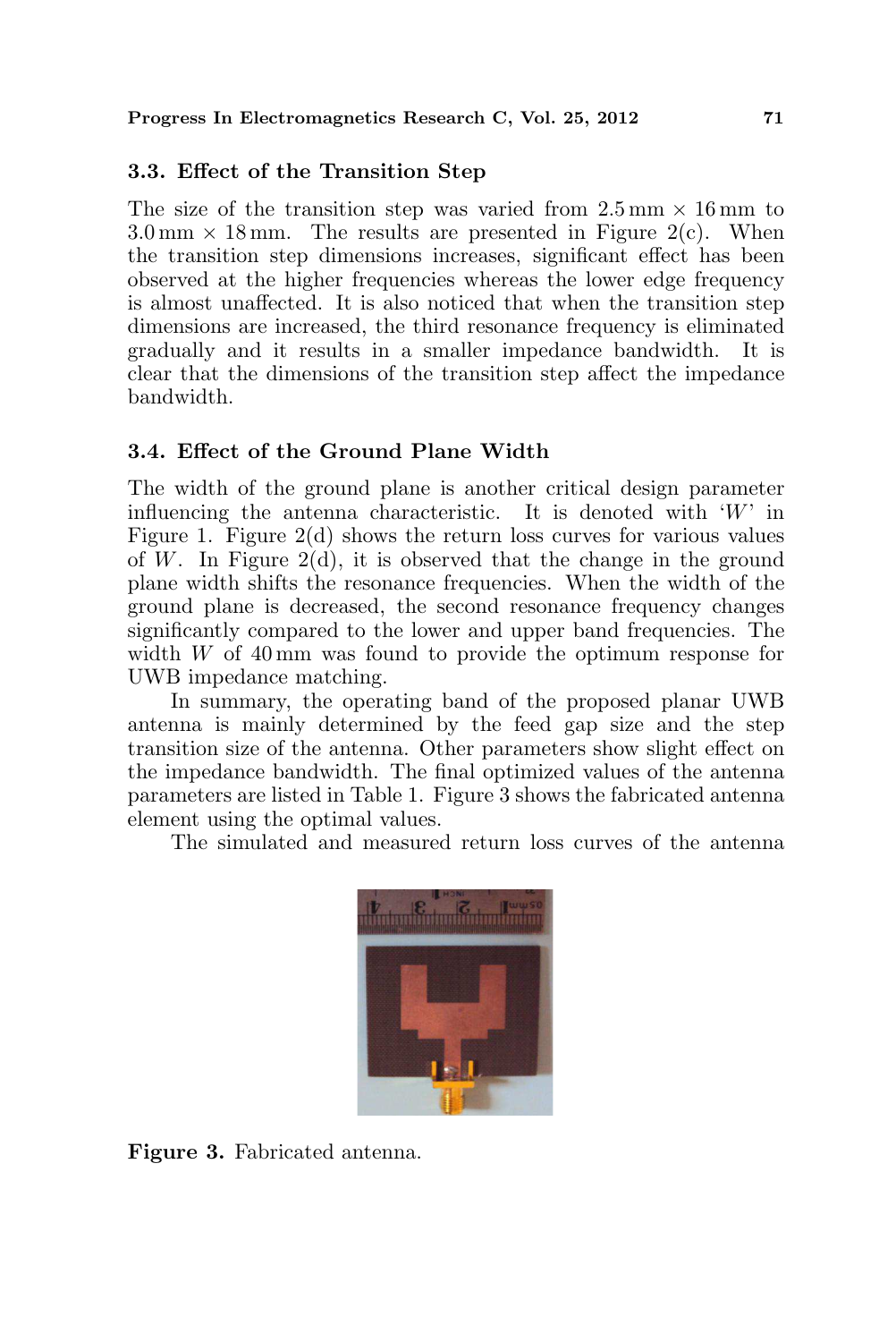### 3.3. Effect of the Transition Step

The size of the transition step was varied from 2.5 mm × 16 mm to 3.0 mm × 18 mm. The results are presented in Figure 2(c). When the transition step dimensions increases, significant effect has been observed at the higher frequencies whereas the lower edge frequency is almost unaffected. It is also noticed that when the transition step dimensions are increased, the third resonance frequency is eliminated gradually and it results in a smaller impedance bandwidth. It is clear that the dimensions of the transition step affect the impedance bandwidth.

### 3.4. Effect of the Ground Plane Width

The width of the ground plane is another critical design parameter influencing the antenna characteristic. It is denoted with '$W$' in Figure 1. Figure 2(d) shows the return loss curves for various values of $W$. In Figure 2(d), it is observed that the change in the ground plane width shifts the resonance frequencies. When the width of the ground plane is decreased, the second resonance frequency changes significantly compared to the lower and upper band frequencies. The width $W$ of 40 mm was found to provide the optimum response for UWB impedance matching.

In summary, the operating band of the proposed planar UWB antenna is mainly determined by the feed gap size and the step transition size of the antenna. Other parameters show slight effect on the impedance bandwidth. The final optimized values of the antenna parameters are listed in Table 1. Figure 3 shows the fabricated antenna element using the optimal values.

The simulated and measured return loss curves of the antenna

**Figure 3.** Fabricated antenna.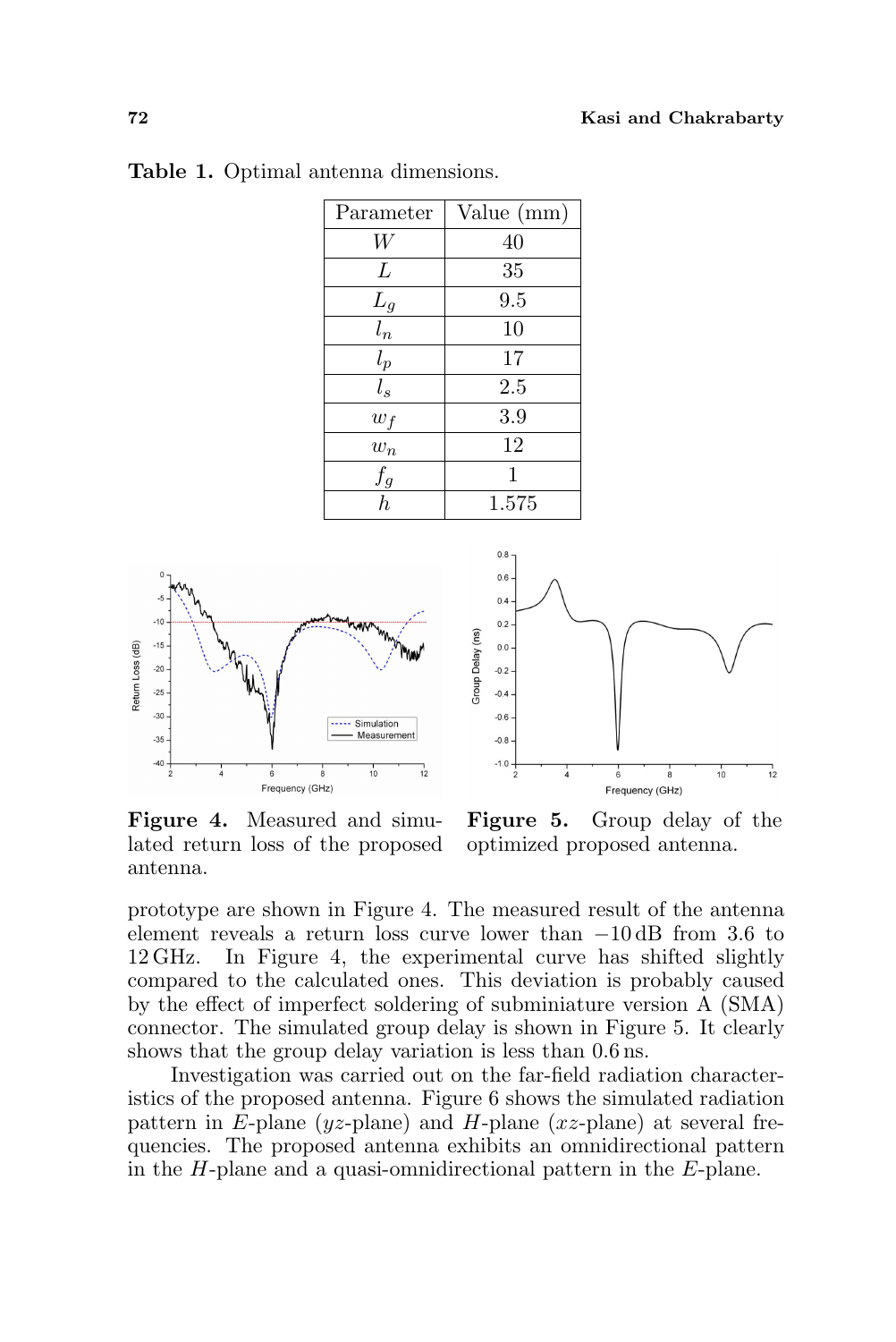**Table 1.** Optimal antenna dimensions.

| Parameter | Value (mm) |
|---|---|
| $W$ | 40 |
| $L$ | 35 |
| $L_g$ | 9.5 |
| $l_n$ | 10 |
| $l_p$ | 17 |
| $l_s$ | 2.5 |
| $w_f$ | 3.9 |
| $w_n$ | 12 |
| $f_g$ | 1 |
| $h$ | 1.575 |

**Figure 4.** Measured and simulated return loss of the proposed antenna.

**Figure 5.** Group delay of the optimized proposed antenna.

prototype are shown in Figure 4. The measured result of the antenna element reveals a return loss curve lower than −10 dB from 3.6 to 12 GHz. In Figure 4, the experimental curve has shifted slightly compared to the calculated ones. This deviation is probably caused by the effect of imperfect soldering of subminiature version A (SMA) connector. The simulated group delay is shown in Figure 5. It clearly shows that the group delay variation is less than 0.6 ns.

Investigation was carried out on the far-field radiation characteristics of the proposed antenna. Figure 6 shows the simulated radiation pattern in $E$-plane ($yz$-plane) and $H$-plane ($xz$-plane) at several frequencies. The proposed antenna exhibits an omnidirectional pattern in the $H$-plane and a quasi-omnidirectional pattern in the $E$-plane.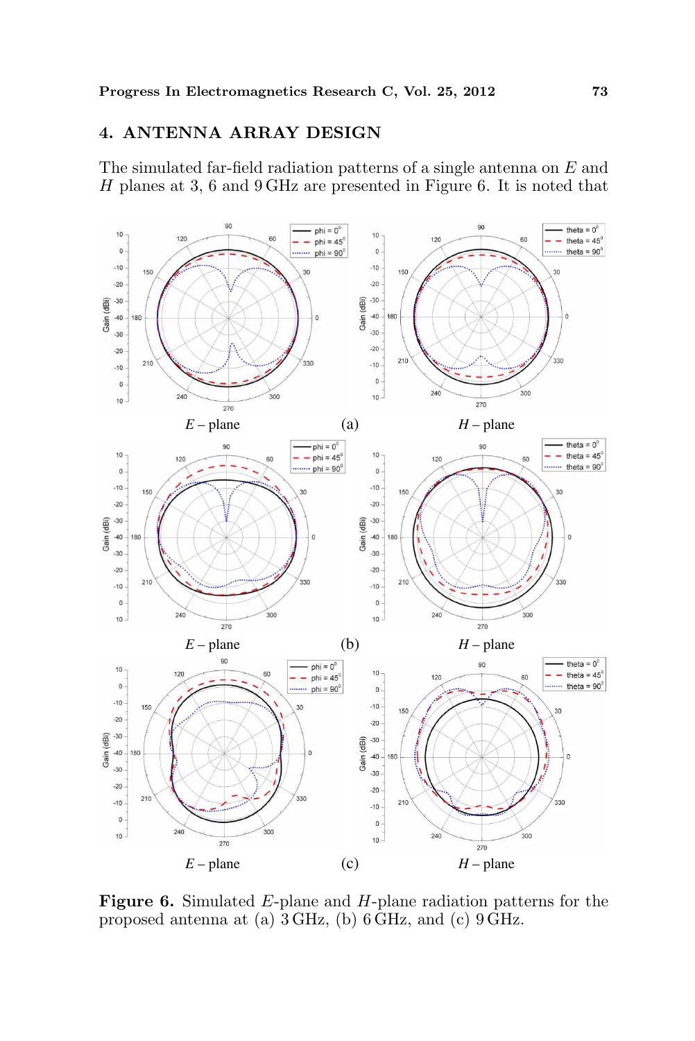## 4. ANTENNA ARRAY DESIGN

The simulated far-field radiation patterns of a single antenna on $E$ and $H$ planes at 3, 6 and 9 GHz are presented in Figure 6. It is noted that

**Figure 6.** Simulated $E$-plane and $H$-plane radiation patterns for the proposed antenna at (a) 3 GHz, (b) 6 GHz, and (c) 9 GHz.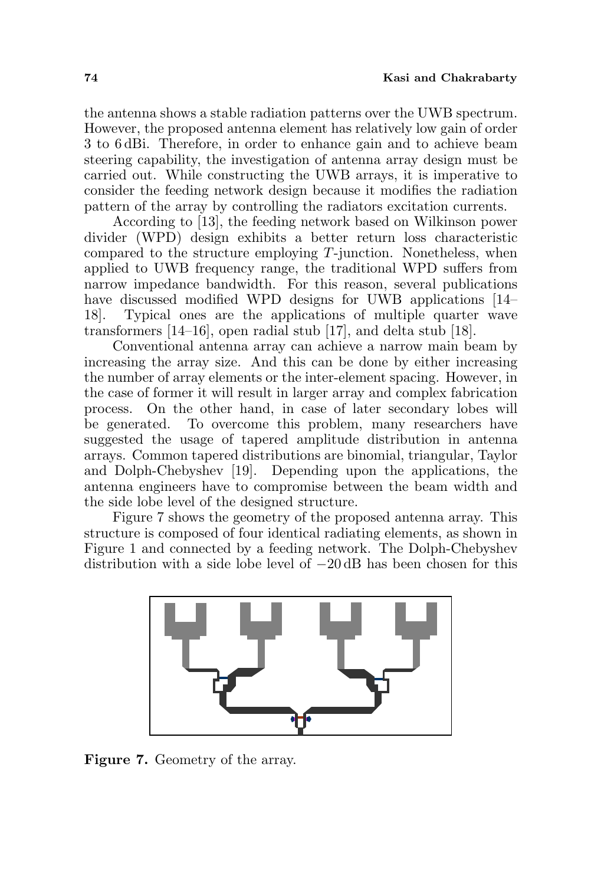the antenna shows a stable radiation patterns over the UWB spectrum. However, the proposed antenna element has relatively low gain of order 3 to 6 dBi. Therefore, in order to enhance gain and to achieve beam steering capability, the investigation of antenna array design must be carried out. While constructing the UWB arrays, it is imperative to consider the feeding network design because it modifies the radiation pattern of the array by controlling the radiators excitation currents.

According to [13], the feeding network based on Wilkinson power divider (WPD) design exhibits a better return loss characteristic compared to the structure employing $T$-junction. Nonetheless, when applied to UWB frequency range, the traditional WPD suffers from narrow impedance bandwidth. For this reason, several publications have discussed modified WPD designs for UWB applications [14–18]. Typical ones are the applications of multiple quarter wave transformers [14–16], open radial stub [17], and delta stub [18].

Conventional antenna array can achieve a narrow main beam by increasing the array size. And this can be done by either increasing the number of array elements or the inter-element spacing. However, in the case of former it will result in larger array and complex fabrication process. On the other hand, in case of later secondary lobes will be generated. To overcome this problem, many researchers have suggested the usage of tapered amplitude distribution in antenna arrays. Common tapered distributions are binomial, triangular, Taylor and Dolph-Chebyshev [19]. Depending upon the applications, the antenna engineers have to compromise between the beam width and the side lobe level of the designed structure.

Figure 7 shows the geometry of the proposed antenna array. This structure is composed of four identical radiating elements, as shown in Figure 1 and connected by a feeding network. The Dolph-Chebyshev distribution with a side lobe level of −20 dB has been chosen for this

**Figure 7.** Geometry of the array.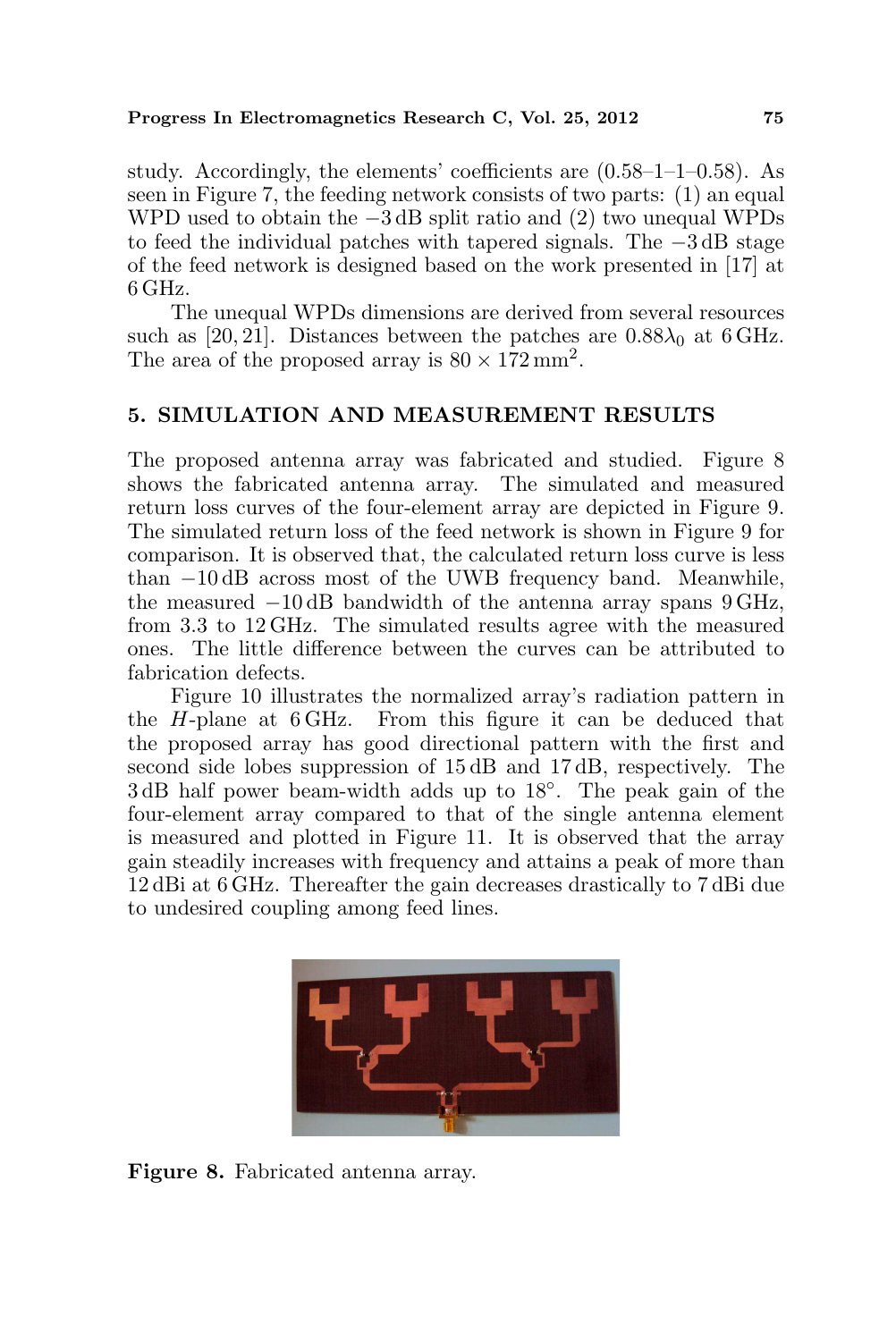study. Accordingly, the elements' coefficients are (0.58–1–1–0.58). As seen in Figure 7, the feeding network consists of two parts: (1) an equal WPD used to obtain the −3 dB split ratio and (2) two unequal WPDs to feed the individual patches with tapered signals. The −3 dB stage of the feed network is designed based on the work presented in [17] at 6 GHz.

The unequal WPDs dimensions are derived from several resources such as [20, 21]. Distances between the patches are $0.88\lambda_0$ at 6 GHz. The area of the proposed array is $80 \times 172\,\text{mm}^2$.

## 5. SIMULATION AND MEASUREMENT RESULTS

The proposed antenna array was fabricated and studied. Figure 8 shows the fabricated antenna array. The simulated and measured return loss curves of the four-element array are depicted in Figure 9. The simulated return loss of the feed network is shown in Figure 9 for comparison. It is observed that, the calculated return loss curve is less than −10 dB across most of the UWB frequency band. Meanwhile, the measured −10 dB bandwidth of the antenna array spans 9 GHz, from 3.3 to 12 GHz. The simulated results agree with the measured ones. The little difference between the curves can be attributed to fabrication defects.

Figure 10 illustrates the normalized array's radiation pattern in the *H*-plane at 6 GHz. From this figure it can be deduced that the proposed array has good directional pattern with the first and second side lobes suppression of 15 dB and 17 dB, respectively. The 3 dB half power beam-width adds up to 18°. The peak gain of the four-element array compared to that of the single antenna element is measured and plotted in Figure 11. It is observed that the array gain steadily increases with frequency and attains a peak of more than 12 dBi at 6 GHz. Thereafter the gain decreases drastically to 7 dBi due to undesired coupling among feed lines.

**Figure 8.** Fabricated antenna array.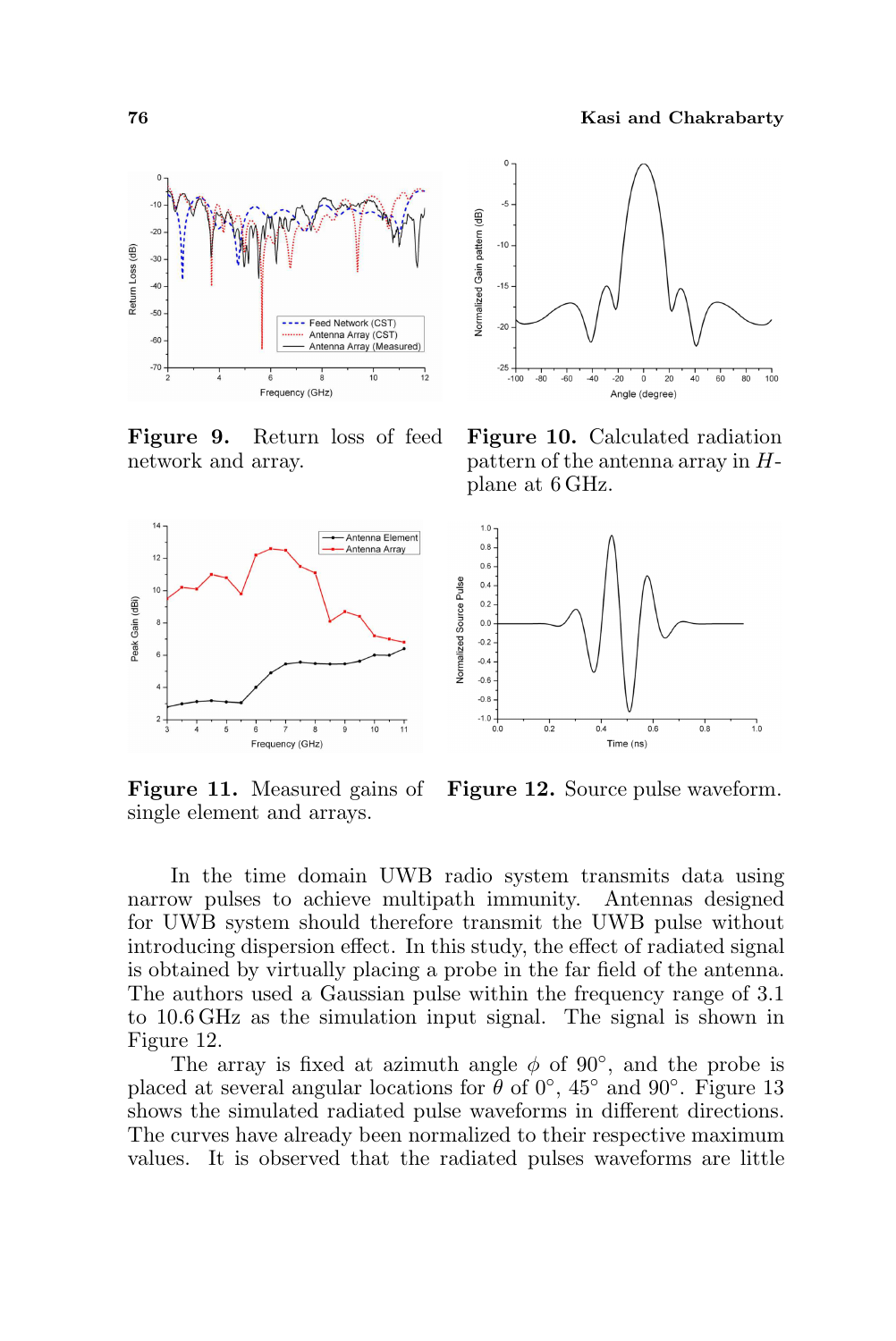**Figure 9.** Return loss of feed network and array.

**Figure 10.** Calculated radiation pattern of the antenna array in $H$-plane at 6 GHz.

**Figure 11.** Measured gains of single element and arrays.

**Figure 12.** Source pulse waveform.

In the time domain UWB radio system transmits data using narrow pulses to achieve multipath immunity. Antennas designed for UWB system should therefore transmit the UWB pulse without introducing dispersion effect. In this study, the effect of radiated signal is obtained by virtually placing a probe in the far field of the antenna. The authors used a Gaussian pulse within the frequency range of 3.1 to 10.6 GHz as the simulation input signal. The signal is shown in Figure 12.

The array is fixed at azimuth angle $\phi$ of 90°, and the probe is placed at several angular locations for $\theta$ of 0°, 45° and 90°. Figure 13 shows the simulated radiated pulse waveforms in different directions. The curves have already been normalized to their respective maximum values. It is observed that the radiated pulses waveforms are little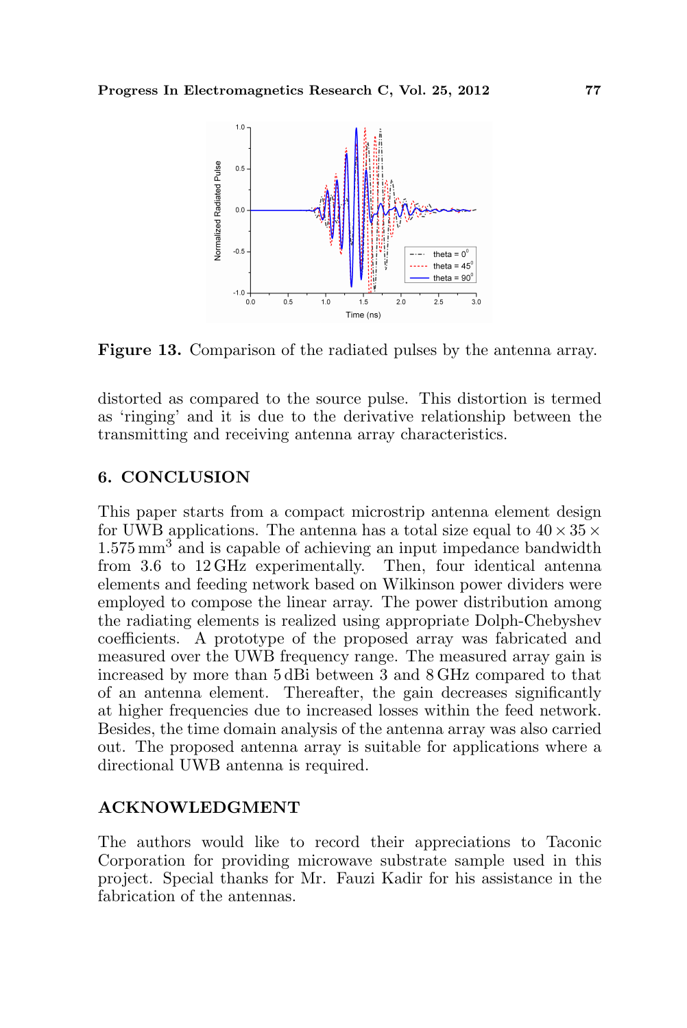Figure 13. Comparison of the radiated pulses by the antenna array.

distorted as compared to the source pulse. This distortion is termed as 'ringing' and it is due to the derivative relationship between the transmitting and receiving antenna array characteristics.

## 6. CONCLUSION

This paper starts from a compact microstrip antenna element design for UWB applications. The antenna has a total size equal to $40 \times 35 \times 1.575\,\text{mm}^3$ and is capable of achieving an input impedance bandwidth from 3.6 to 12 GHz experimentally. Then, four identical antenna elements and feeding network based on Wilkinson power dividers were employed to compose the linear array. The power distribution among the radiating elements is realized using appropriate Dolph-Chebyshev coefficients. A prototype of the proposed array was fabricated and measured over the UWB frequency range. The measured array gain is increased by more than 5 dBi between 3 and 8 GHz compared to that of an antenna element. Thereafter, the gain decreases significantly at higher frequencies due to increased losses within the feed network. Besides, the time domain analysis of the antenna array was also carried out. The proposed antenna array is suitable for applications where a directional UWB antenna is required.

## ACKNOWLEDGMENT

The authors would like to record their appreciations to Taconic Corporation for providing microwave substrate sample used in this project. Special thanks for Mr. Fauzi Kadir for his assistance in the fabrication of the antennas.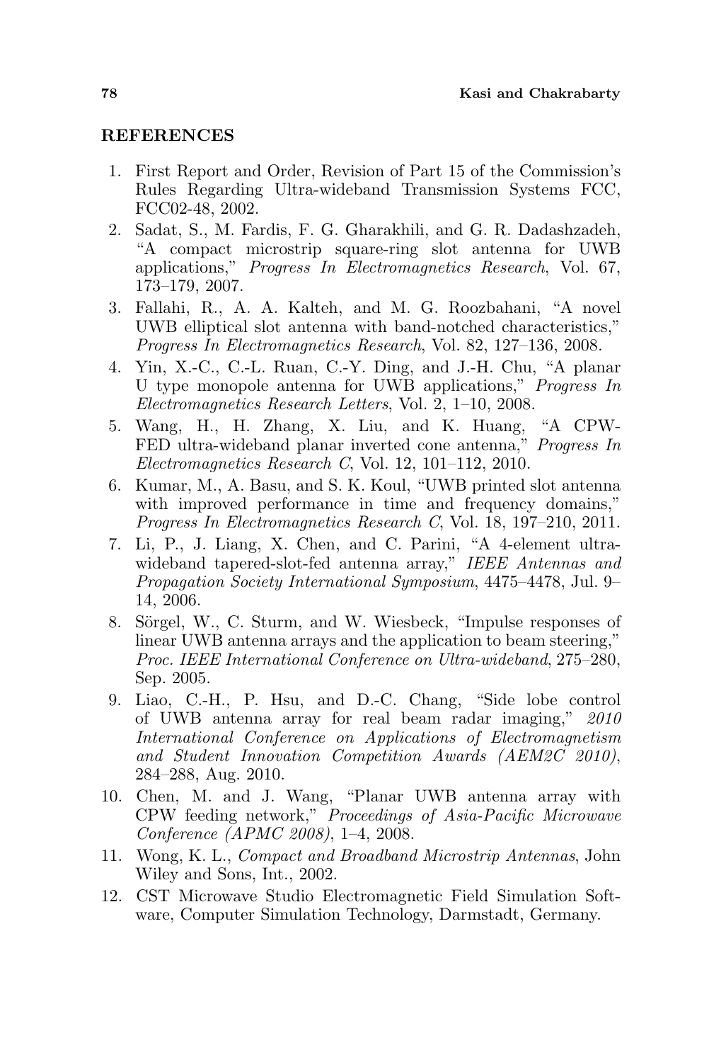## REFERENCES

1. First Report and Order, Revision of Part 15 of the Commission's Rules Regarding Ultra-wideband Transmission Systems FCC, FCC02-48, 2002.
2. Sadat, S., M. Fardis, F. G. Gharakhili, and G. R. Dadashzadeh, "A compact microstrip square-ring slot antenna for UWB applications," *Progress In Electromagnetics Research*, Vol. 67, 173–179, 2007.
3. Fallahi, R., A. A. Kalteh, and M. G. Roozbahani, "A novel UWB elliptical slot antenna with band-notched characteristics," *Progress In Electromagnetics Research*, Vol. 82, 127–136, 2008.
4. Yin, X.-C., C.-L. Ruan, C.-Y. Ding, and J.-H. Chu, "A planar U type monopole antenna for UWB applications," *Progress In Electromagnetics Research Letters*, Vol. 2, 1–10, 2008.
5. Wang, H., H. Zhang, X. Liu, and K. Huang, "A CPW-FED ultra-wideband planar inverted cone antenna," *Progress In Electromagnetics Research C*, Vol. 12, 101–112, 2010.
6. Kumar, M., A. Basu, and S. K. Koul, "UWB printed slot antenna with improved performance in time and frequency domains," *Progress In Electromagnetics Research C*, Vol. 18, 197–210, 2011.
7. Li, P., J. Liang, X. Chen, and C. Parini, "A 4-element ultra-wideband tapered-slot-fed antenna array," *IEEE Antennas and Propagation Society International Symposium*, 4475–4478, Jul. 9–14, 2006.
8. Sörgel, W., C. Sturm, and W. Wiesbeck, "Impulse responses of linear UWB antenna arrays and the application to beam steering," *Proc. IEEE International Conference on Ultra-wideband*, 275–280, Sep. 2005.
9. Liao, C.-H., P. Hsu, and D.-C. Chang, "Side lobe control of UWB antenna array for real beam radar imaging," *2010 International Conference on Applications of Electromagnetism and Student Innovation Competition Awards (AEM2C 2010)*, 284–288, Aug. 2010.
10. Chen, M. and J. Wang, "Planar UWB antenna array with CPW feeding network," *Proceedings of Asia-Pacific Microwave Conference (APMC 2008)*, 1–4, 2008.
11. Wong, K. L., *Compact and Broadband Microstrip Antennas*, John Wiley and Sons, Int., 2002.
12. CST Microwave Studio Electromagnetic Field Simulation Software, Computer Simulation Technology, Darmstadt, Germany.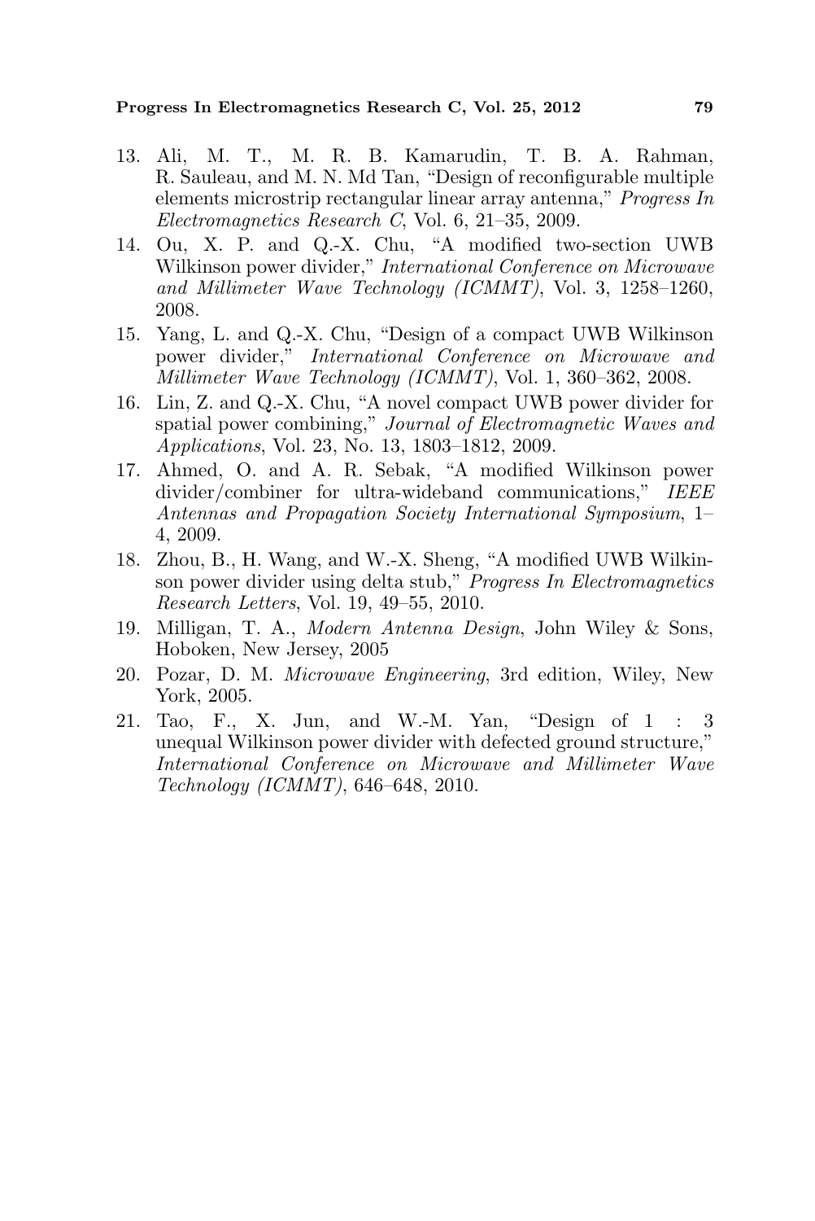13. Ali, M. T., M. R. B. Kamarudin, T. B. A. Rahman, R. Sauleau, and M. N. Md Tan, "Design of reconfigurable multiple elements microstrip rectangular linear array antenna," *Progress In Electromagnetics Research C*, Vol. 6, 21–35, 2009.
14. Ou, X. P. and Q.-X. Chu, "A modified two-section UWB Wilkinson power divider," *International Conference on Microwave and Millimeter Wave Technology (ICMMT)*, Vol. 3, 1258–1260, 2008.
15. Yang, L. and Q.-X. Chu, "Design of a compact UWB Wilkinson power divider," *International Conference on Microwave and Millimeter Wave Technology (ICMMT)*, Vol. 1, 360–362, 2008.
16. Lin, Z. and Q.-X. Chu, "A novel compact UWB power divider for spatial power combining," *Journal of Electromagnetic Waves and Applications*, Vol. 23, No. 13, 1803–1812, 2009.
17. Ahmed, O. and A. R. Sebak, "A modified Wilkinson power divider/combiner for ultra-wideband communications," *IEEE Antennas and Propagation Society International Symposium*, 1–4, 2009.
18. Zhou, B., H. Wang, and W.-X. Sheng, "A modified UWB Wilkinson power divider using delta stub," *Progress In Electromagnetics Research Letters*, Vol. 19, 49–55, 2010.
19. Milligan, T. A., *Modern Antenna Design*, John Wiley & Sons, Hoboken, New Jersey, 2005
20. Pozar, D. M. *Microwave Engineering*, 3rd edition, Wiley, New York, 2005.
21. Tao, F., X. Jun, and W.-M. Yan, "Design of 1 : 3 unequal Wilkinson power divider with defected ground structure," *International Conference on Microwave and Millimeter Wave Technology (ICMMT)*, 646–648, 2010.